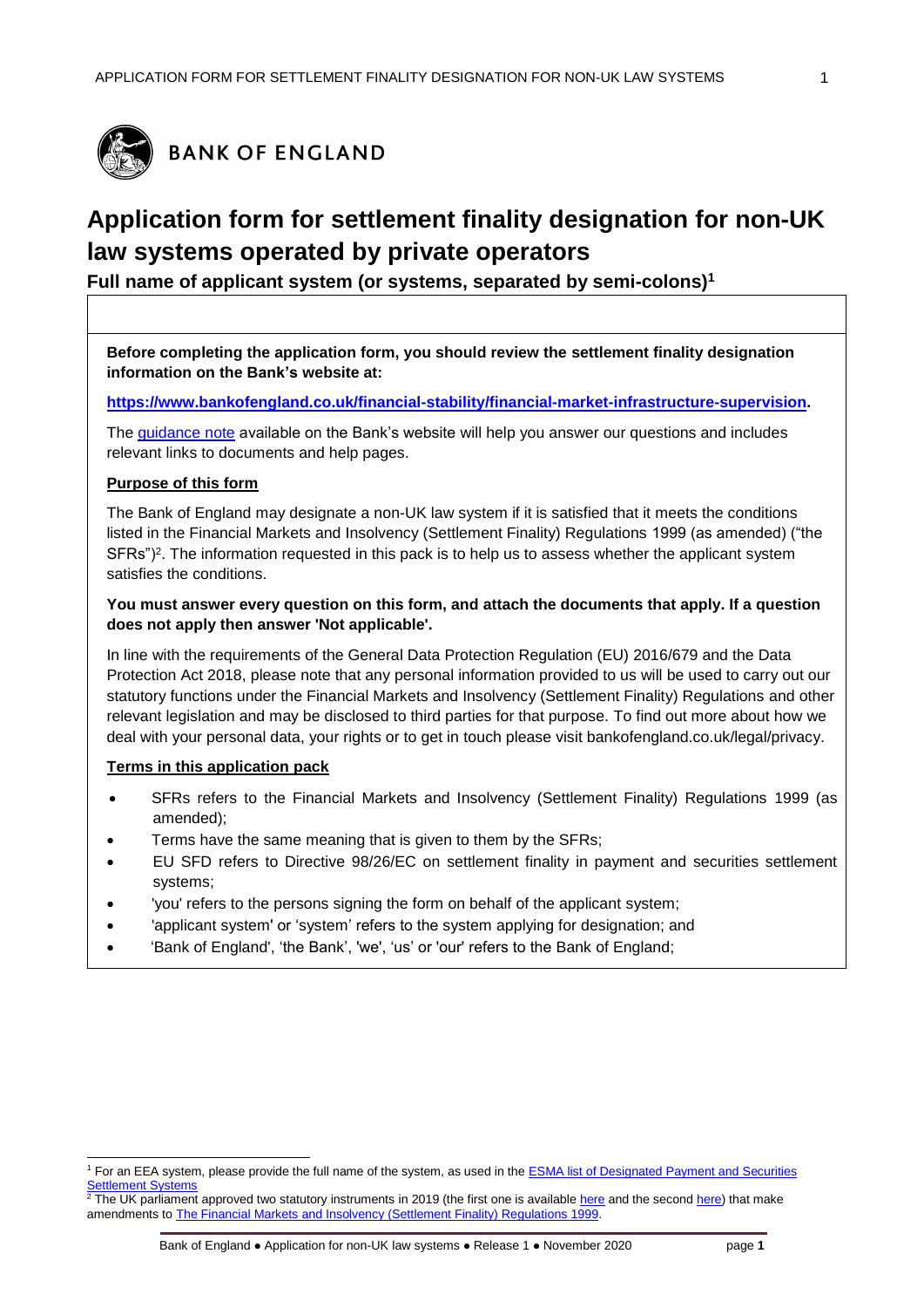BANK OF ENGLAND

# Application form for settlement finality designation for non-UK law systems operated by private operators

**Full name of applicant system (or systems, separated by semi-colons)[1]**

| |
|---|
| |

**Before completing the application form, you should review the settlement finality designation information on the Bank's website at:**

**[https://www.bankofengland.co.uk/financial-stability/financial-market-infrastructure-supervision](https://www.bankofengland.co.uk/financial-stability/financial-market-infrastructure-supervision).**

The guidance note available on the Bank's website will help you answer our questions and includes relevant links to documents and help pages.

**Purpose of this form**

The Bank of England may designate a non-UK law system if it is satisfied that it meets the conditions listed in the Financial Markets and Insolvency (Settlement Finality) Regulations 1999 (as amended) ("the SFRs")[2]. The information requested in this pack is to help us to assess whether the applicant system satisfies the conditions.

**You must answer every question on this form, and attach the documents that apply. If a question does not apply then answer 'Not applicable'.**

In line with the requirements of the General Data Protection Regulation (EU) 2016/679 and the Data Protection Act 2018, please note that any personal information provided to us will be used to carry out our statutory functions under the Financial Markets and Insolvency (Settlement Finality) Regulations and other relevant legislation and may be disclosed to third parties for that purpose. To find out more about how we deal with your personal data, your rights or to get in touch please visit bankofengland.co.uk/legal/privacy.

**Terms in this application pack**

- SFRs refers to the Financial Markets and Insolvency (Settlement Finality) Regulations 1999 (as amended);
- Terms have the same meaning that is given to them by the SFRs;
- EU SFD refers to Directive 98/26/EC on settlement finality in payment and securities settlement systems;
- 'you' refers to the persons signing the form on behalf of the applicant system;
- 'applicant system' or 'system' refers to the system applying for designation; and
- 'Bank of England', 'the Bank', 'we', 'us' or 'our' refers to the Bank of England;

[1] For an EEA system, please provide the full name of the system, as used in the ESMA list of Designated Payment and Securities Settlement Systems

[2] The UK parliament approved two statutory instruments in 2019 (the first one is available here and the second here) that make amendments to The Financial Markets and Insolvency (Settlement Finality) Regulations 1999.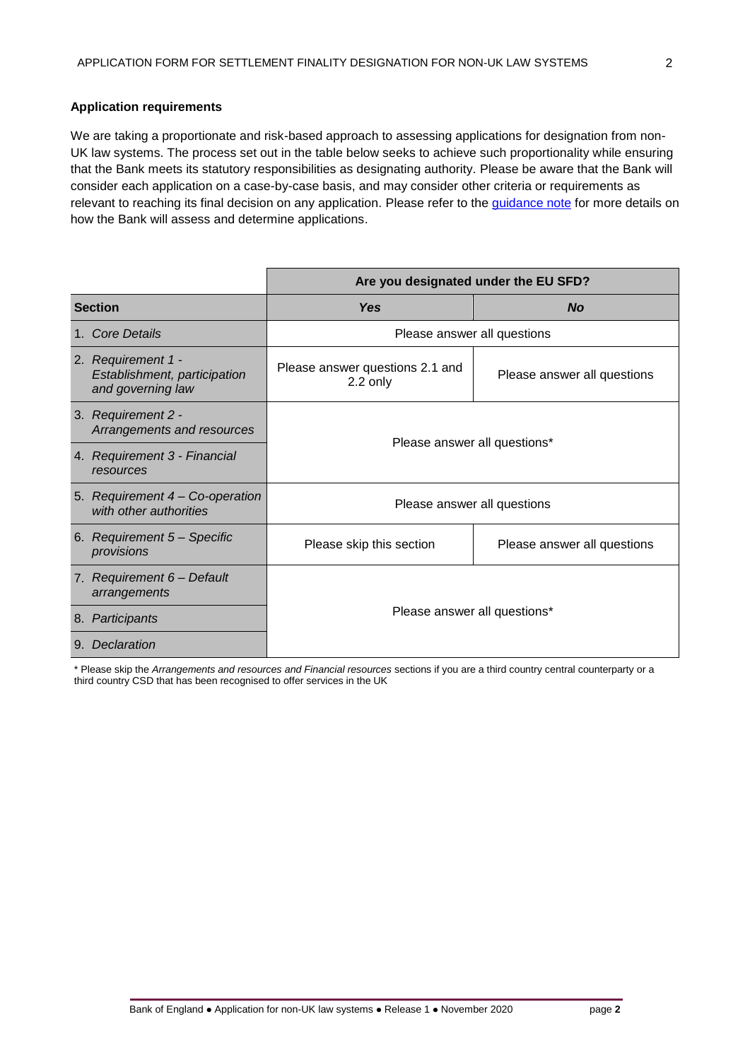### Application requirements

We are taking a proportionate and risk-based approach to assessing applications for designation from non-UK law systems. The process set out in the table below seeks to achieve such proportionality while ensuring that the Bank meets its statutory responsibilities as designating authority. Please be aware that the Bank will consider each application on a case-by-case basis, and may consider other criteria or requirements as relevant to reaching its final decision on any application. Please refer to the guidance note for more details on how the Bank will assess and determine applications.

| | **Are you designated under the EU SFD?** | |
|---|---|---|
| **Section** | ***Yes*** | ***No*** |
| 1. *Core Details* | Please answer all questions | |
| 2. *Requirement 1 - Establishment, participation and governing law* | Please answer questions 2.1 and 2.2 only | Please answer all questions |
| 3. *Requirement 2 - Arrangements and resources* | Please answer all questions* | |
| 4. *Requirement 3 - Financial resources* | Please answer all questions* | |
| 5. *Requirement 4 – Co-operation with other authorities* | Please answer all questions | |
| 6. *Requirement 5 – Specific provisions* | Please skip this section | Please answer all questions |
| 7. *Requirement 6 – Default arrangements* | Please answer all questions* | |
| 8. *Participants* | Please answer all questions* | |
| 9. *Declaration* | Please answer all questions* | |

\* Please skip the *Arrangements and resources and Financial resources* sections if you are a third country central counterparty or a third country CSD that has been recognised to offer services in the UK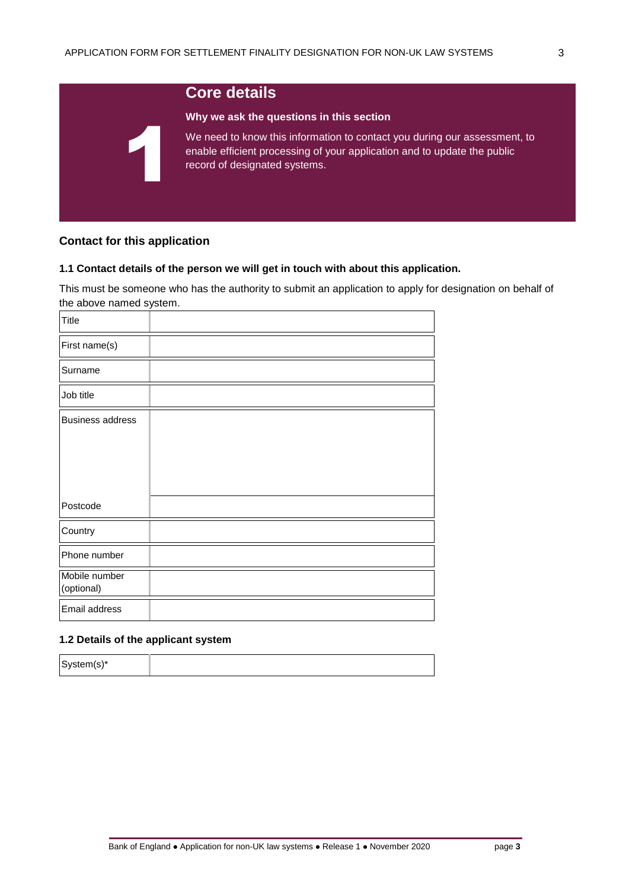# 1 Core details

**Why we ask the questions in this section**

We need to know this information to contact you during our assessment, to enable efficient processing of your application and to update the public record of designated systems.

## Contact for this application

### 1.1 Contact details of the person we will get in touch with about this application.

This must be someone who has the authority to submit an application to apply for designation on behalf of the above named system.

| Title | |
|---|---|
| First name(s) | |
| Surname | |
| Job title | |
| Business address | |
| Postcode | |
| Country | |
| Phone number | |
| Mobile number (optional) | |
| Email address | |

### 1.2 Details of the applicant system

| System(s)* | |
|---|---|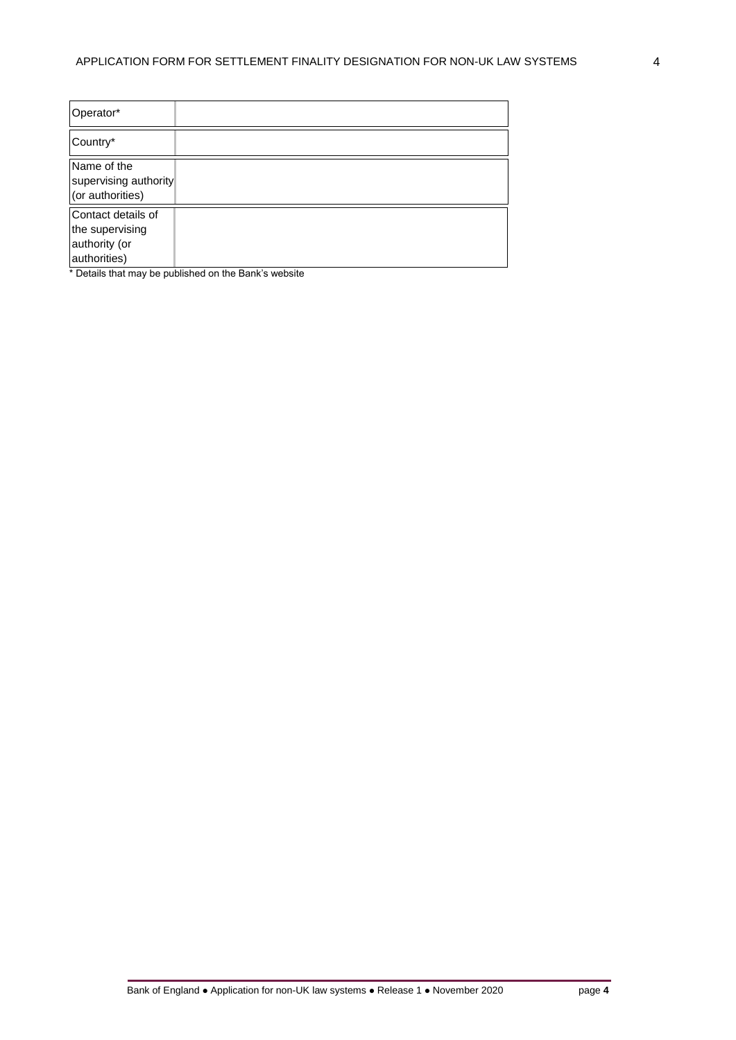| Operator* | |
|---|---|
| Country* | |
| Name of the supervising authority (or authorities) | |
| Contact details of the supervising authority (or authorities) | |

* Details that may be published on the Bank's website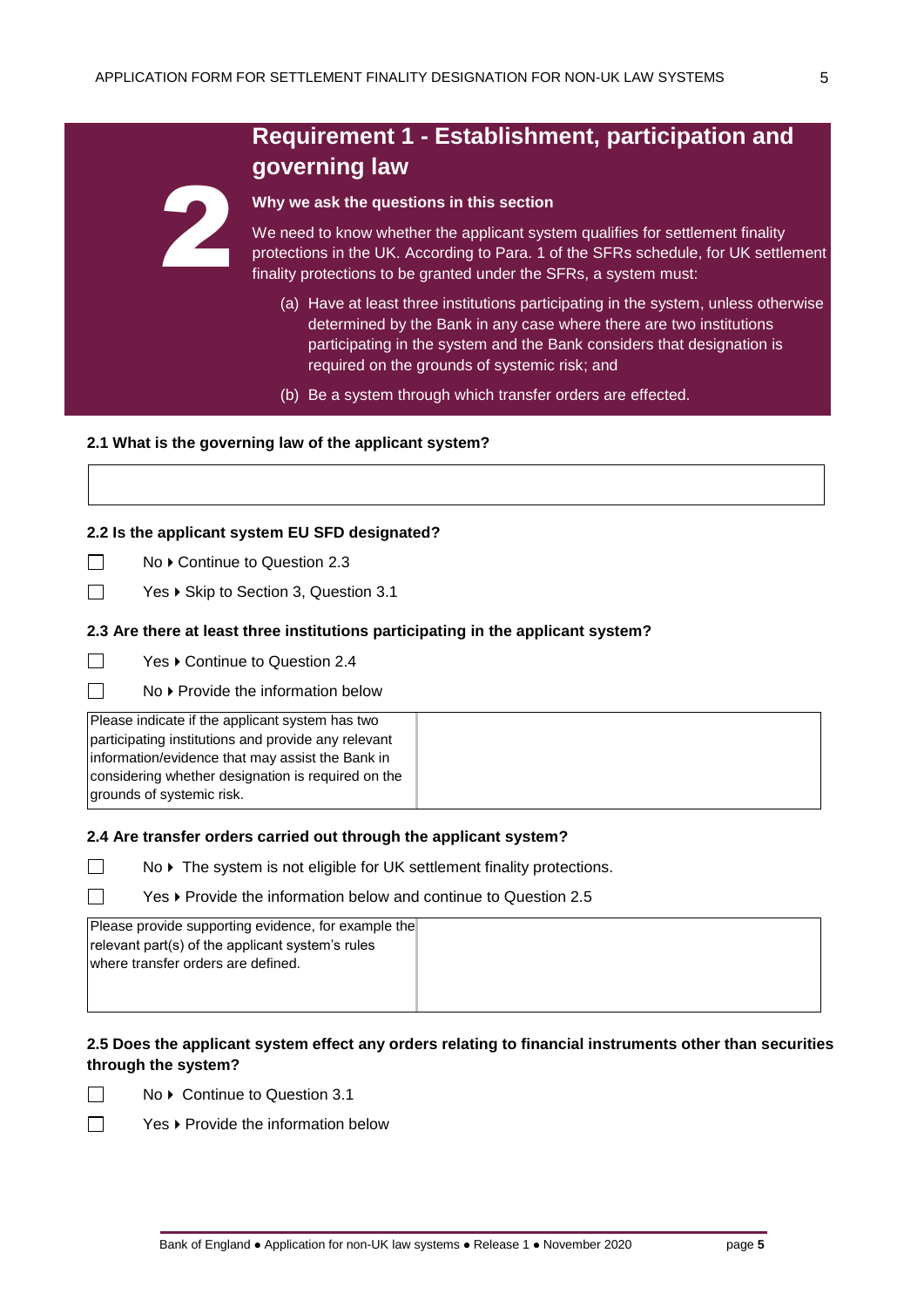## 2 Requirement 1 - Establishment, participation and governing law

**Why we ask the questions in this section**

We need to know whether the applicant system qualifies for settlement finality protections in the UK. According to Para. 1 of the SFRs schedule, for UK settlement finality protections to be granted under the SFRs, a system must:

(a) Have at least three institutions participating in the system, unless otherwise determined by the Bank in any case where there are two institutions participating in the system and the Bank considers that designation is required on the grounds of systemic risk; and

(b) Be a system through which transfer orders are effected.

**2.1 What is the governing law of the applicant system?**

| |
|---|
| |

**2.2 Is the applicant system EU SFD designated?**

☐ No ▸ Continue to Question 2.3

☐ Yes ▸ Skip to Section 3, Question 3.1

**2.3 Are there at least three institutions participating in the applicant system?**

☐ Yes ▸ Continue to Question 2.4

☐ No ▸ Provide the information below

| Please indicate if the applicant system has two participating institutions and provide any relevant information/evidence that may assist the Bank in considering whether designation is required on the grounds of systemic risk. | |
|---|---|

**2.4 Are transfer orders carried out through the applicant system?**

☐ No ▸ The system is not eligible for UK settlement finality protections.

☐ Yes ▸ Provide the information below and continue to Question 2.5

| Please provide supporting evidence, for example the relevant part(s) of the applicant system's rules where transfer orders are defined. | |
|---|---|

**2.5 Does the applicant system effect any orders relating to financial instruments other than securities through the system?**

☐ No ▸ Continue to Question 3.1

☐ Yes ▸ Provide the information below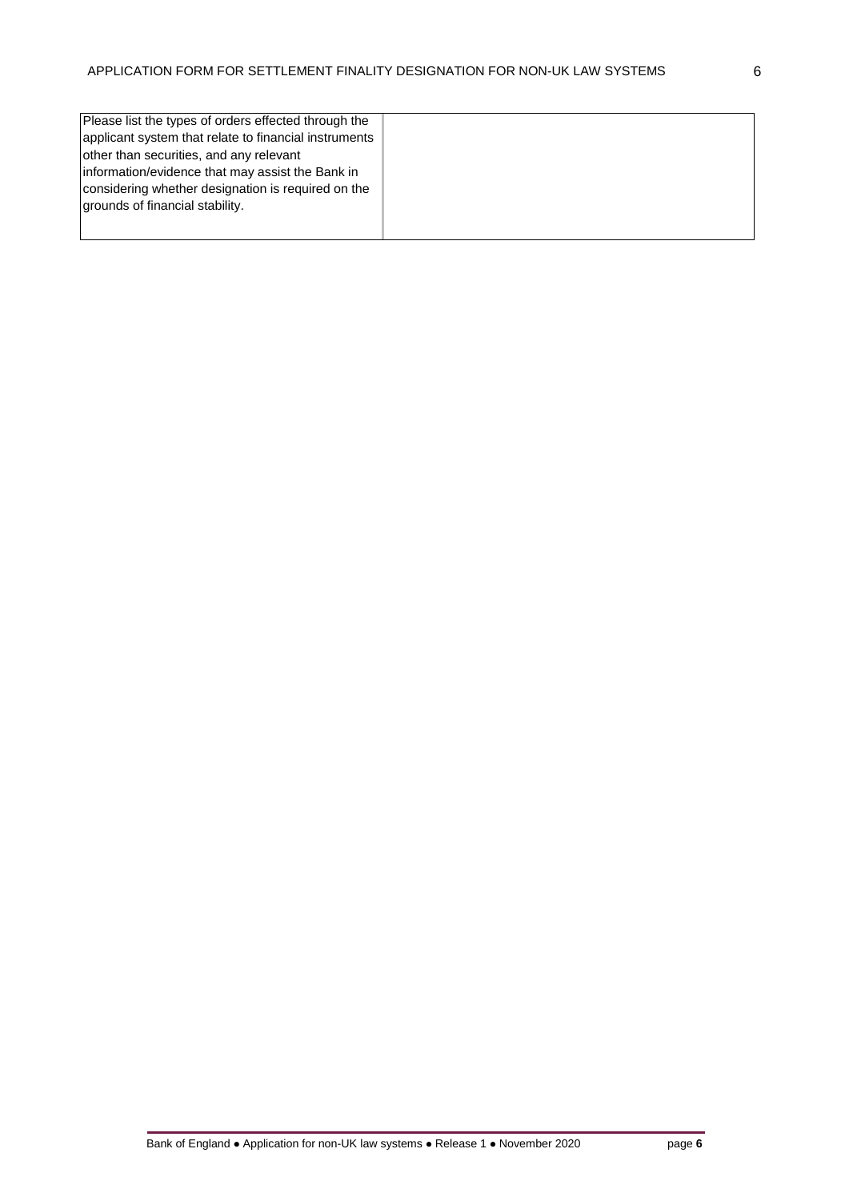| Please list the types of orders effected through the applicant system that relate to financial instruments other than securities, and any relevant information/evidence that may assist the Bank in considering whether designation is required on the grounds of financial stability. | |
|---|---|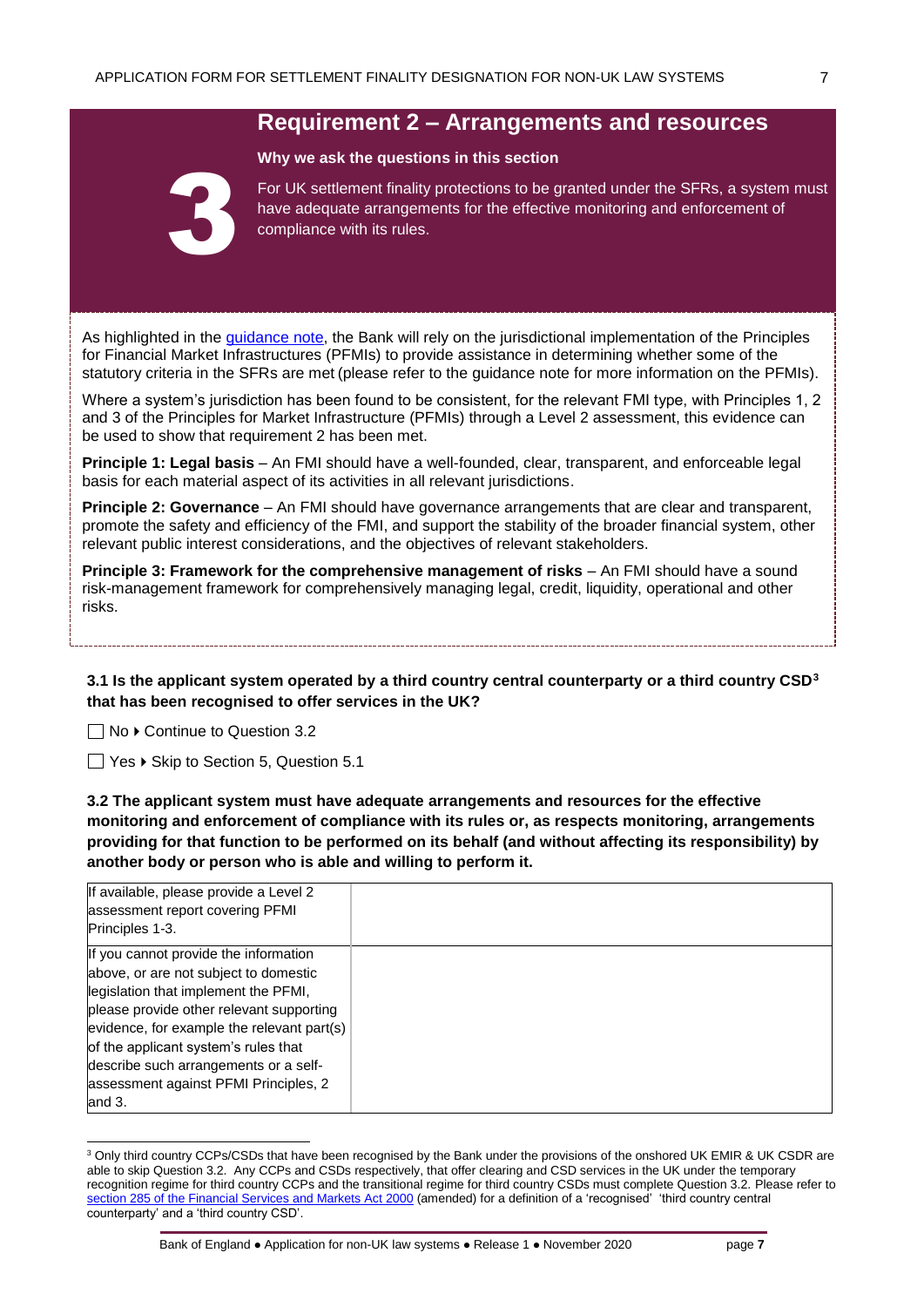# 3 Requirement 2 – Arrangements and resources

**Why we ask the questions in this section**

For UK settlement finality protections to be granted under the SFRs, a system must have adequate arrangements for the effective monitoring and enforcement of compliance with its rules.

As highlighted in the guidance note, the Bank will rely on the jurisdictional implementation of the Principles for Financial Market Infrastructures (PFMIs) to provide assistance in determining whether some of the statutory criteria in the SFRs are met (please refer to the guidance note for more information on the PFMIs).

Where a system's jurisdiction has been found to be consistent, for the relevant FMI type, with Principles 1, 2 and 3 of the Principles for Market Infrastructure (PFMIs) through a Level 2 assessment, this evidence can be used to show that requirement 2 has been met.

**Principle 1: Legal basis** – An FMI should have a well-founded, clear, transparent, and enforceable legal basis for each material aspect of its activities in all relevant jurisdictions.

**Principle 2: Governance** – An FMI should have governance arrangements that are clear and transparent, promote the safety and efficiency of the FMI, and support the stability of the broader financial system, other relevant public interest considerations, and the objectives of relevant stakeholders.

**Principle 3: Framework for the comprehensive management of risks** – An FMI should have a sound risk-management framework for comprehensively managing legal, credit, liquidity, operational and other risks.

**3.1 Is the applicant system operated by a third country central counterparty or a third country CSD[3] that has been recognised to offer services in the UK?**

☐ No ▸ Continue to Question 3.2

☐ Yes ▸ Skip to Section 5, Question 5.1

**3.2 The applicant system must have adequate arrangements and resources for the effective monitoring and enforcement of compliance with its rules or, as respects monitoring, arrangements providing for that function to be performed on its behalf (and without affecting its responsibility) by another body or person who is able and willing to perform it.**

| | |
|---|---|
| If available, please provide a Level 2 assessment report covering PFMI Principles 1-3. | |
| If you cannot provide the information above, or are not subject to domestic legislation that implement the PFMI, please provide other relevant supporting evidence, for example the relevant part(s) of the applicant system's rules that describe such arrangements or a self-assessment against PFMI Principles, 2 and 3. | |

[3] Only third country CCPs/CSDs that have been recognised by the Bank under the provisions of the onshored UK EMIR & UK CSDR are able to skip Question 3.2. Any CCPs and CSDs respectively, that offer clearing and CSD services in the UK under the temporary recognition regime for third country CCPs and the transitional regime for third country CSDs must complete Question 3.2. Please refer to section 285 of the Financial Services and Markets Act 2000 (amended) for a definition of a 'recognised' 'third country central counterparty' and a 'third country CSD'.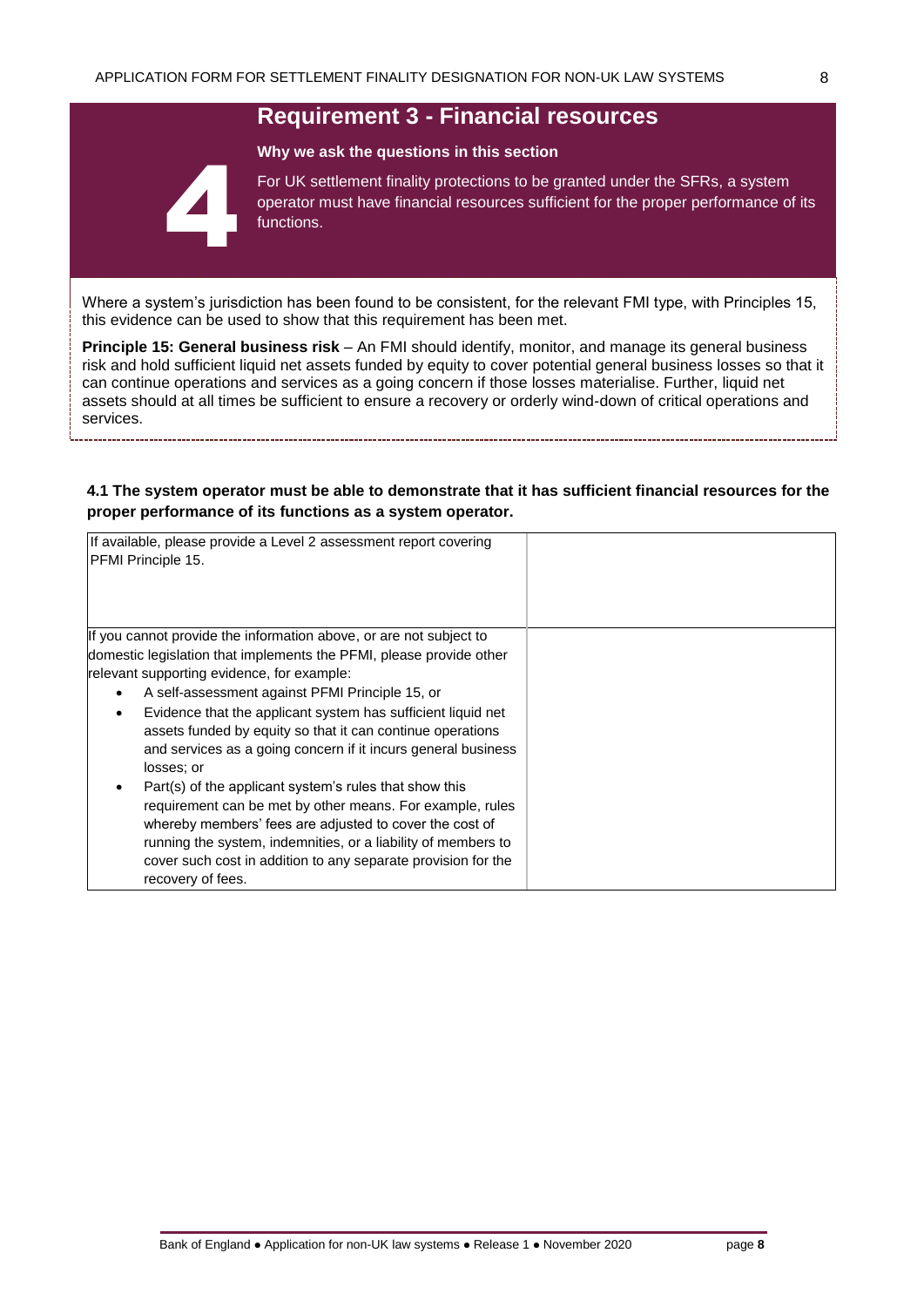# 4 Requirement 3 - Financial resources

**Why we ask the questions in this section**

For UK settlement finality protections to be granted under the SFRs, a system operator must have financial resources sufficient for the proper performance of its functions.

Where a system's jurisdiction has been found to be consistent, for the relevant FMI type, with Principles 15, this evidence can be used to show that this requirement has been met.

**Principle 15: General business risk** – An FMI should identify, monitor, and manage its general business risk and hold sufficient liquid net assets funded by equity to cover potential general business losses so that it can continue operations and services as a going concern if those losses materialise. Further, liquid net assets should at all times be sufficient to ensure a recovery or orderly wind-down of critical operations and services.

**4.1 The system operator must be able to demonstrate that it has sufficient financial resources for the proper performance of its functions as a system operator.**

| | |
|---|---|
| If available, please provide a Level 2 assessment report covering PFMI Principle 15. | |
| If you cannot provide the information above, or are not subject to domestic legislation that implements the PFMI, please provide other relevant supporting evidence, for example:<br>• A self-assessment against PFMI Principle 15, or<br>• Evidence that the applicant system has sufficient liquid net assets funded by equity so that it can continue operations and services as a going concern if it incurs general business losses; or<br>• Part(s) of the applicant system's rules that show this requirement can be met by other means. For example, rules whereby members' fees are adjusted to cover the cost of running the system, indemnities, or a liability of members to cover such cost in addition to any separate provision for the recovery of fees. | |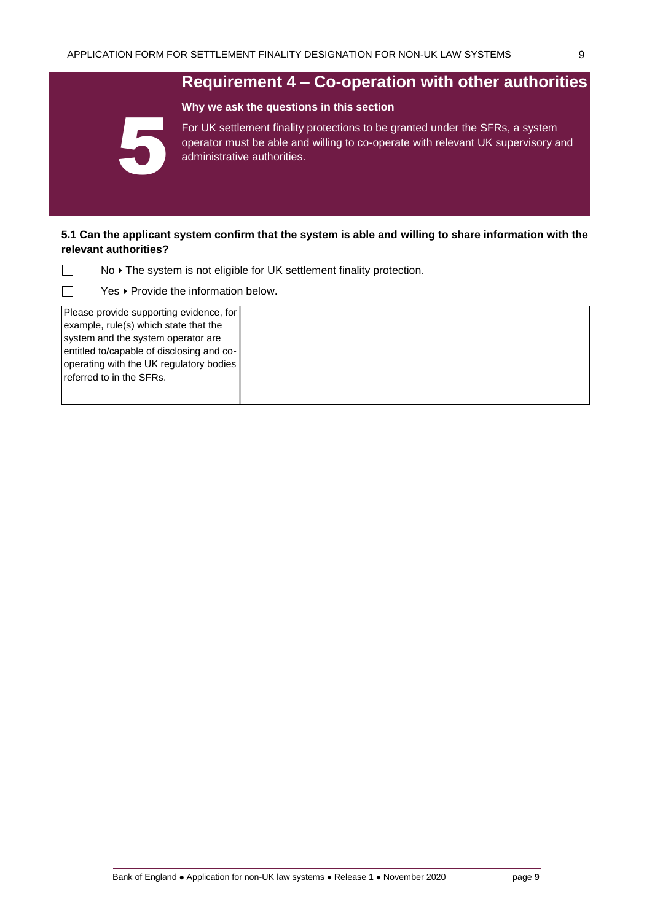# 5 Requirement 4 – Co-operation with other authorities

**Why we ask the questions in this section**

For UK settlement finality protections to be granted under the SFRs, a system operator must be able and willing to co-operate with relevant UK supervisory and administrative authorities.

**5.1 Can the applicant system confirm that the system is able and willing to share information with the relevant authorities?**

☐ No ▸ The system is not eligible for UK settlement finality protection.

☐ Yes ▸ Provide the information below.

| Please provide supporting evidence, for example, rule(s) which state that the system and the system operator are entitled to/capable of disclosing and co-operating with the UK regulatory bodies referred to in the SFRs. | |
|---|---|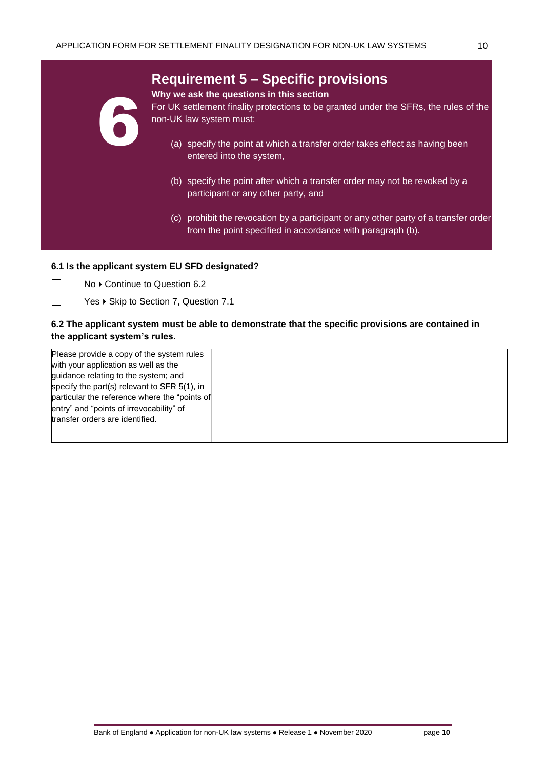6

## Requirement 5 – Specific provisions

**Why we ask the questions in this section**

For UK settlement finality protections to be granted under the SFRs, the rules of the non-UK law system must:

(a) specify the point at which a transfer order takes effect as having been entered into the system,

(b) specify the point after which a transfer order may not be revoked by a participant or any other party, and

(c) prohibit the revocation by a participant or any other party of a transfer order from the point specified in accordance with paragraph (b).

**6.1 Is the applicant system EU SFD designated?**

☐ No ▸ Continue to Question 6.2

☐ Yes ▸ Skip to Section 7, Question 7.1

**6.2 The applicant system must be able to demonstrate that the specific provisions are contained in the applicant system's rules.**

| Please provide a copy of the system rules with your application as well as the guidance relating to the system; and specify the part(s) relevant to SFR 5(1), in particular the reference where the "points of entry" and "points of irrevocability" of transfer orders are identified. | |
|---|---|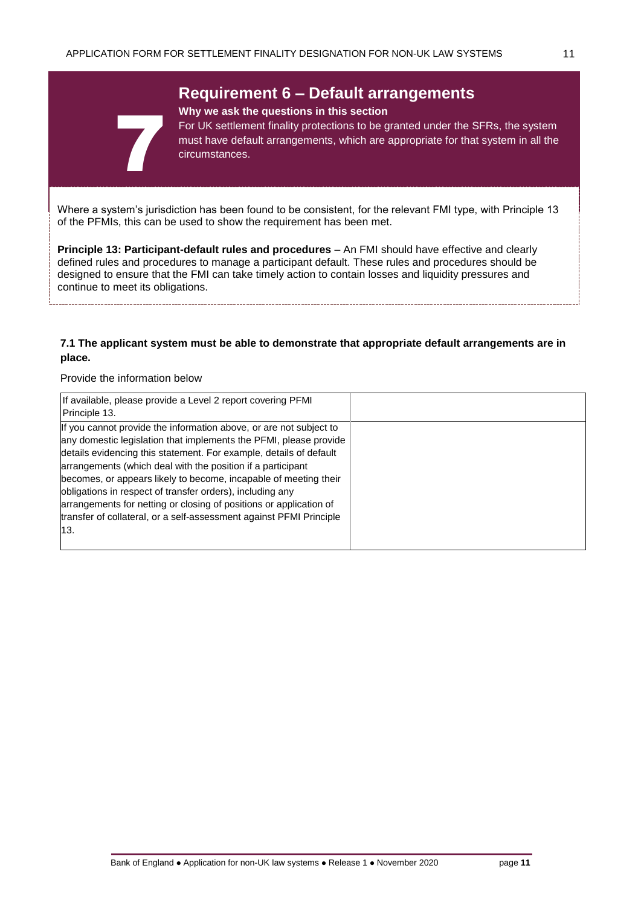# 7 Requirement 6 – Default arrangements

**Why we ask the questions in this section**

For UK settlement finality protections to be granted under the SFRs, the system must have default arrangements, which are appropriate for that system in all the circumstances.

Where a system's jurisdiction has been found to be consistent, for the relevant FMI type, with Principle 13 of the PFMIs, this can be used to show the requirement has been met.

**Principle 13: Participant-default rules and procedures** – An FMI should have effective and clearly defined rules and procedures to manage a participant default. These rules and procedures should be designed to ensure that the FMI can take timely action to contain losses and liquidity pressures and continue to meet its obligations.

**7.1 The applicant system must be able to demonstrate that appropriate default arrangements are in place.**

Provide the information below

| | |
|---|---|
| If available, please provide a Level 2 report covering PFMI Principle 13. | |
| If you cannot provide the information above, or are not subject to any domestic legislation that implements the PFMI, please provide details evidencing this statement. For example, details of default arrangements (which deal with the position if a participant becomes, or appears likely to become, incapable of meeting their obligations in respect of transfer orders), including any arrangements for netting or closing of positions or application of transfer of collateral, or a self-assessment against PFMI Principle 13. | |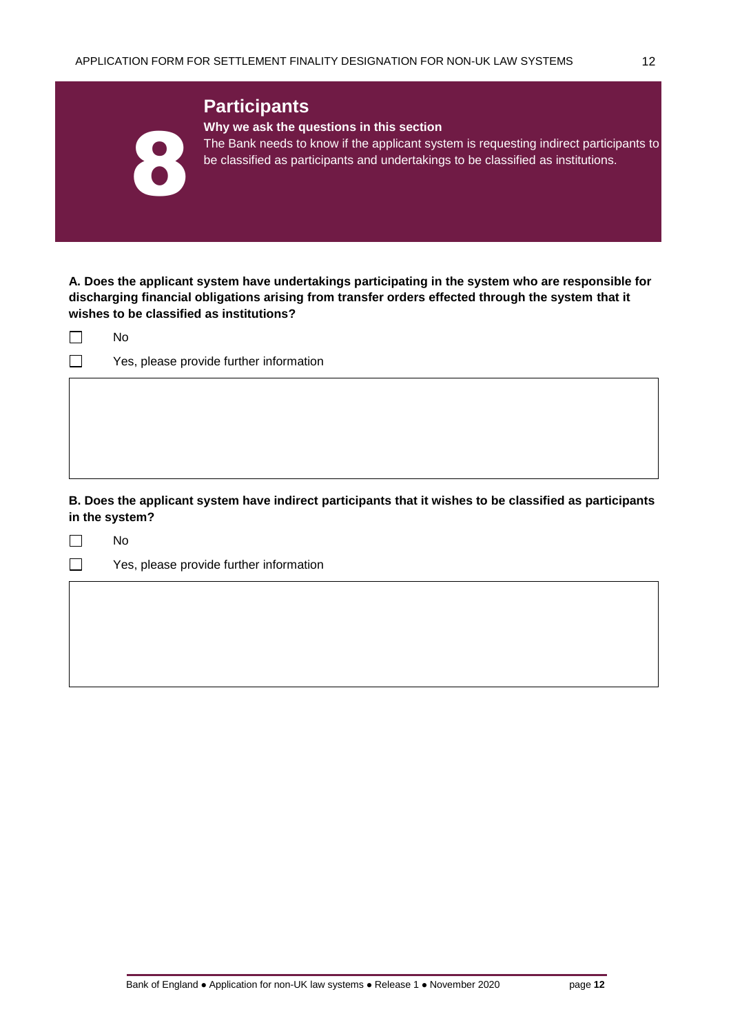# 8 Participants

**Why we ask the questions in this section**

The Bank needs to know if the applicant system is requesting indirect participants to be classified as participants and undertakings to be classified as institutions.

**A. Does the applicant system have undertakings participating in the system who are responsible for discharging financial obligations arising from transfer orders effected through the system that it wishes to be classified as institutions?**

- ☐ No
- ☐ Yes, please provide further information

**B. Does the applicant system have indirect participants that it wishes to be classified as participants in the system?**

- ☐ No
- ☐ Yes, please provide further information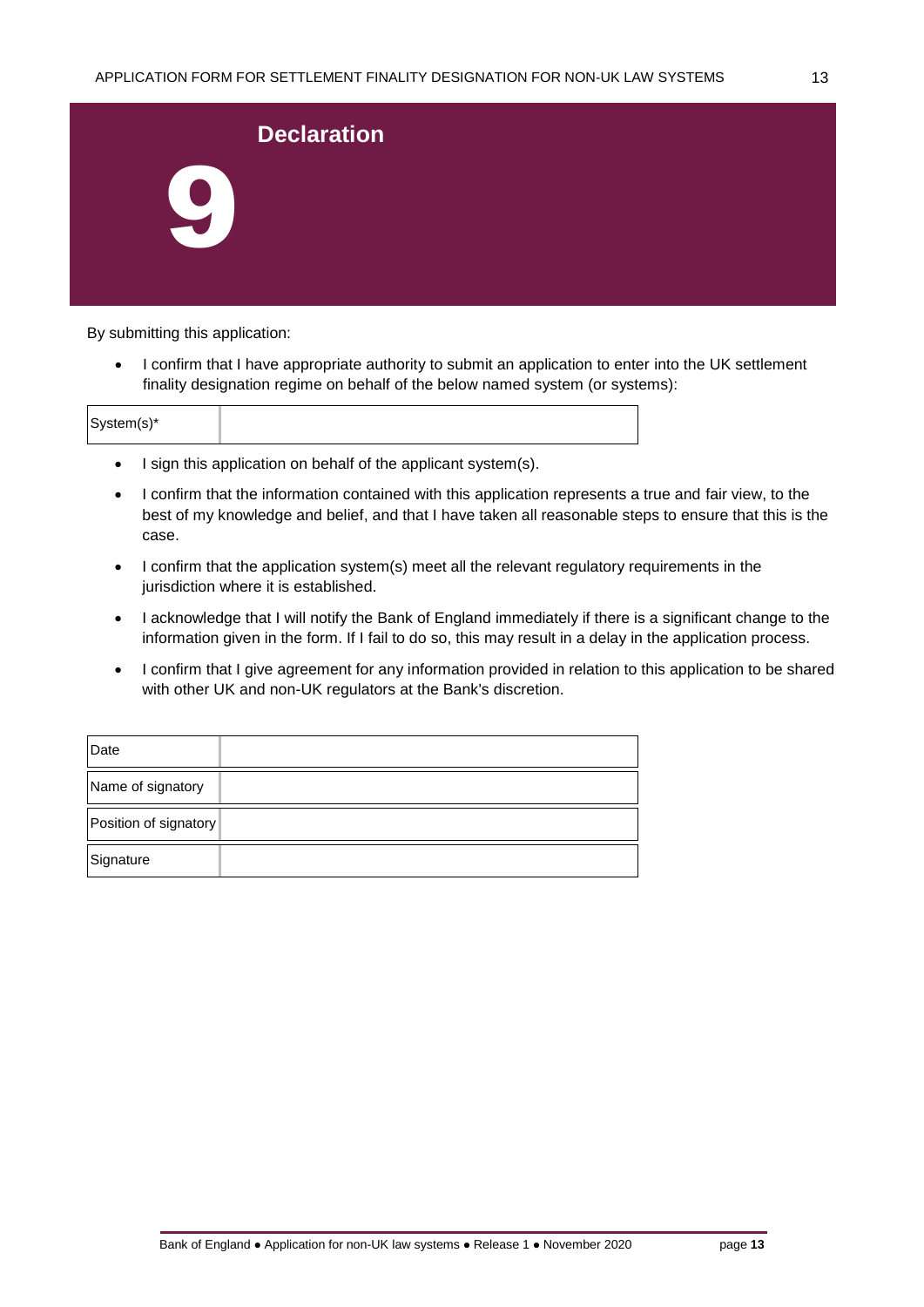# 9 Declaration

By submitting this application:

- I confirm that I have appropriate authority to submit an application to enter into the UK settlement finality designation regime on behalf of the below named system (or systems):

| System(s)* | |
|---|---|

- I sign this application on behalf of the applicant system(s).
- I confirm that the information contained with this application represents a true and fair view, to the best of my knowledge and belief, and that I have taken all reasonable steps to ensure that this is the case.
- I confirm that the application system(s) meet all the relevant regulatory requirements in the jurisdiction where it is established.
- I acknowledge that I will notify the Bank of England immediately if there is a significant change to the information given in the form. If I fail to do so, this may result in a delay in the application process.
- I confirm that I give agreement for any information provided in relation to this application to be shared with other UK and non-UK regulators at the Bank's discretion.

| Date | |
|---|---|
| Name of signatory | |
| Position of signatory | |
| Signature | |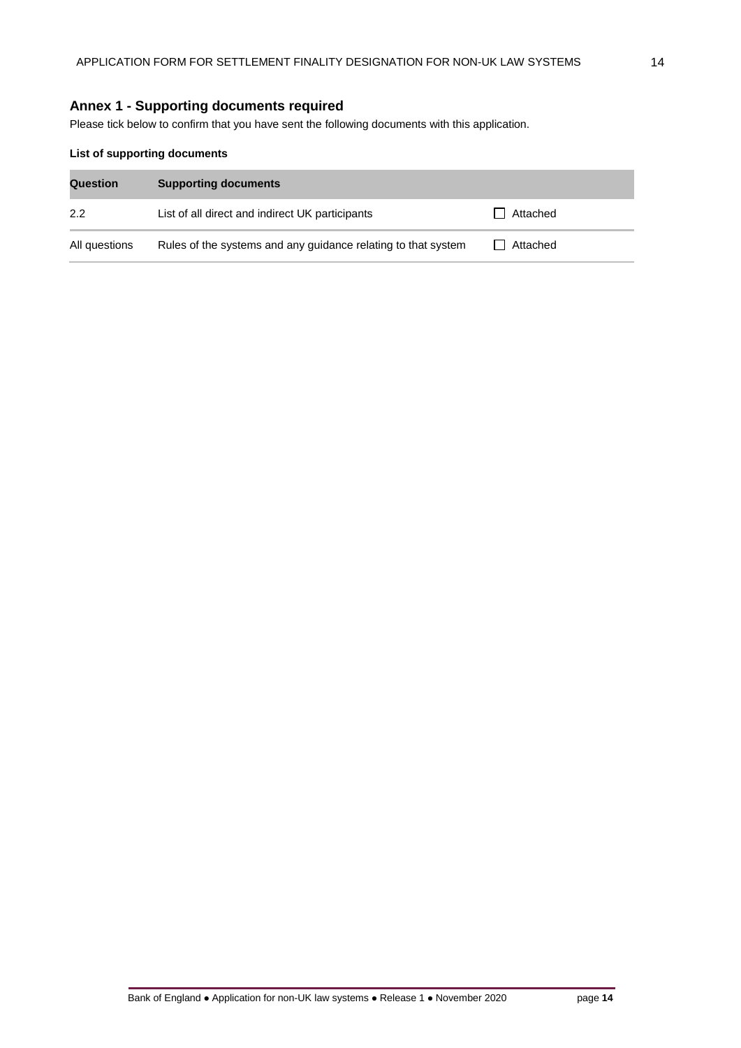## Annex 1 - Supporting documents required

Please tick below to confirm that you have sent the following documents with this application.

**List of supporting documents**

| Question | Supporting documents | |
|---|---|---|
| 2.2 | List of all direct and indirect UK participants | ☐ Attached |
| All questions | Rules of the systems and any guidance relating to that system | ☐ Attached |